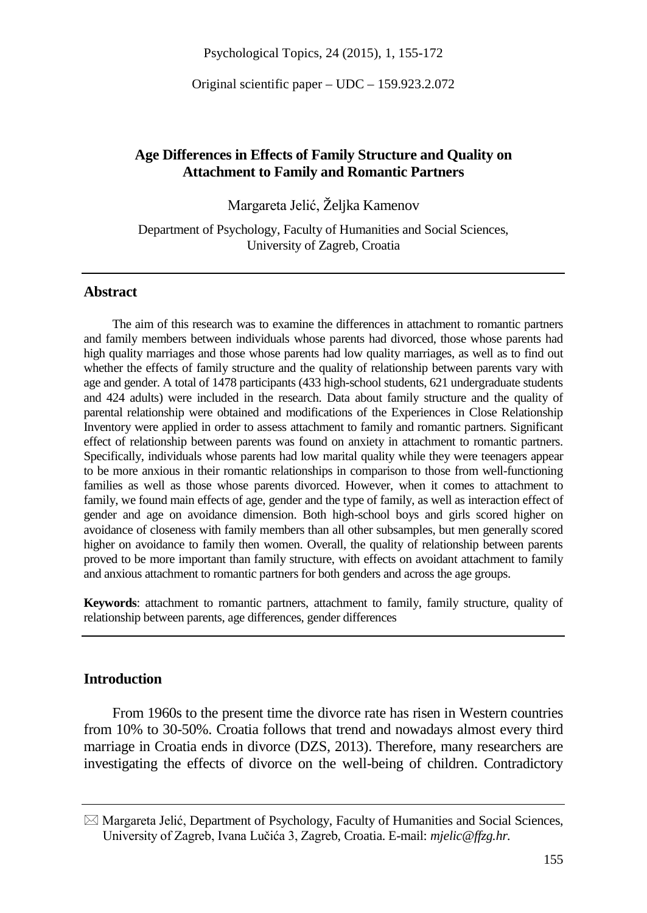Original scientific paper – UDC – 159.923.2.072

# Age Differences in Effects of Family Structure and Quality on Attachment to Family and Romantic Partners

Margareta Jelić, Željka Kamenov

Department of Psychology, Faculty of Humanities and Social Sciences, University of Zagreb, Croatia

## Abstract

The aim of this research was to examine the differences in attachment to romantic partners and family members between individuals whose parents had divorced, those whose parents had high quality marriages and those whose parents had low quality marriages, as well as to find out whether the effects of family structure and the quality of relationship between parents vary with age and gender. A total of 1478 participants (433 high-school students, 621 undergraduate students and 424 adults) were included in the research. Data about family structure and the quality of parental relationship were obtained and modifications of the Experiences in Close Relationship Inventory were applied in order to assess attachment to family and romantic partners. Significant effect of relationship between parents was found on anxiety in attachment to romantic partners. Specifically, individuals whose parents had low marital quality while they were teenagers appear to be more anxious in their romantic relationships in comparison to those from well-functioning families as well as those whose parents divorced. However, when it comes to attachment to family, we found main effects of age, gender and the type of family, as well as interaction effect of gender and age on avoidance dimension. Both high-school boys and girls scored higher on avoidance of closeness with family members than all other subsamples, but men generally scored higher on avoidance to family then women. Overall, the quality of relationship between parents proved to be more important than family structure, with effects on avoidant attachment to family and anxious attachment to romantic partners for both genders and across the age groups.

**Keywords**: attachment to romantic partners, attachment to family, family structure, quality of relationship between parents, age differences, gender differences

## Introduction

From 1960s to the present time the divorce rate has risen in Western countries from 10% to 30-50%. Croatia follows that trend and nowadays almost every third marriage in Croatia ends in divorce (DZS, 2013). Therefore, many researchers are investigating the effects of divorce on the well-being of children. Contradictory

---

✉ Margareta Jelić, Department of Psychology, Faculty of Humanities and Social Sciences, University of Zagreb, Ivana Lučića 3, Zagreb, Croatia. E-mail: *mjelic@ffzg.hr.*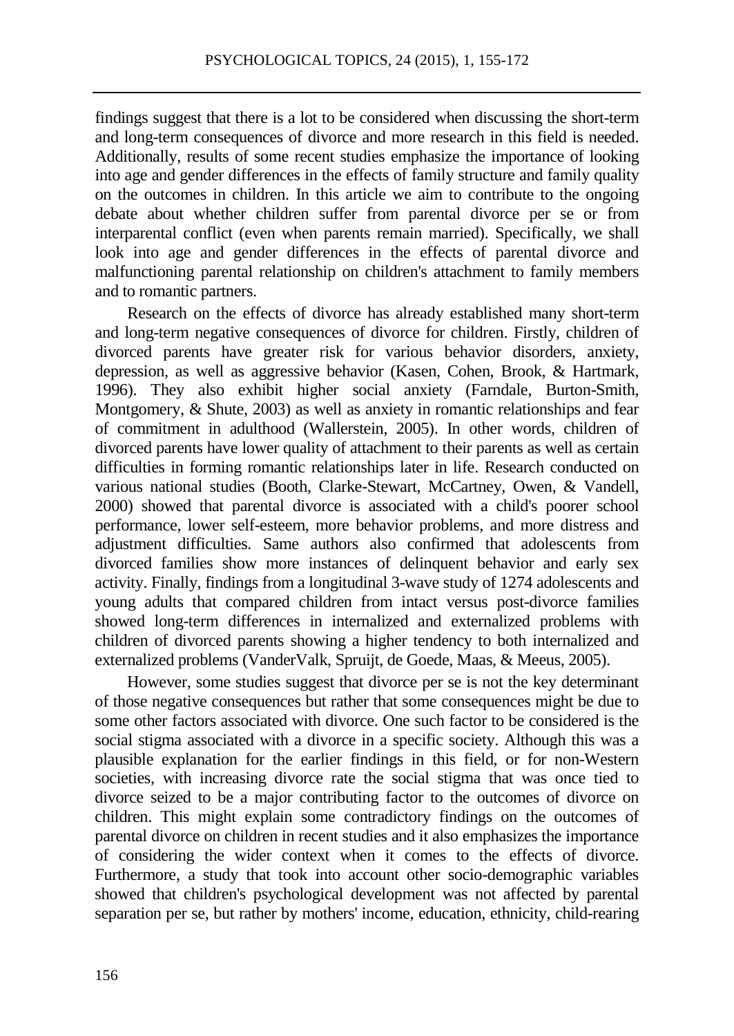findings suggest that there is a lot to be considered when discussing the short-term and long-term consequences of divorce and more research in this field is needed. Additionally, results of some recent studies emphasize the importance of looking into age and gender differences in the effects of family structure and family quality on the outcomes in children. In this article we aim to contribute to the ongoing debate about whether children suffer from parental divorce per se or from interparental conflict (even when parents remain married). Specifically, we shall look into age and gender differences in the effects of parental divorce and malfunctioning parental relationship on children's attachment to family members and to romantic partners.

Research on the effects of divorce has already established many short-term and long-term negative consequences of divorce for children. Firstly, children of divorced parents have greater risk for various behavior disorders, anxiety, depression, as well as aggressive behavior (Kasen, Cohen, Brook, & Hartmark, 1996). They also exhibit higher social anxiety (Farndale, Burton-Smith, Montgomery, & Shute, 2003) as well as anxiety in romantic relationships and fear of commitment in adulthood (Wallerstein, 2005). In other words, children of divorced parents have lower quality of attachment to their parents as well as certain difficulties in forming romantic relationships later in life. Research conducted on various national studies (Booth, Clarke-Stewart, McCartney, Owen, & Vandell, 2000) showed that parental divorce is associated with a child's poorer school performance, lower self-esteem, more behavior problems, and more distress and adjustment difficulties. Same authors also confirmed that adolescents from divorced families show more instances of delinquent behavior and early sex activity. Finally, findings from a longitudinal 3-wave study of 1274 adolescents and young adults that compared children from intact versus post-divorce families showed long-term differences in internalized and externalized problems with children of divorced parents showing a higher tendency to both internalized and externalized problems (VanderValk, Spruijt, de Goede, Maas, & Meeus, 2005).

However, some studies suggest that divorce per se is not the key determinant of those negative consequences but rather that some consequences might be due to some other factors associated with divorce. One such factor to be considered is the social stigma associated with a divorce in a specific society. Although this was a plausible explanation for the earlier findings in this field, or for non-Western societies, with increasing divorce rate the social stigma that was once tied to divorce seized to be a major contributing factor to the outcomes of divorce on children. This might explain some contradictory findings on the outcomes of parental divorce on children in recent studies and it also emphasizes the importance of considering the wider context when it comes to the effects of divorce. Furthermore, a study that took into account other socio-demographic variables showed that children's psychological development was not affected by parental separation per se, but rather by mothers' income, education, ethnicity, child-rearing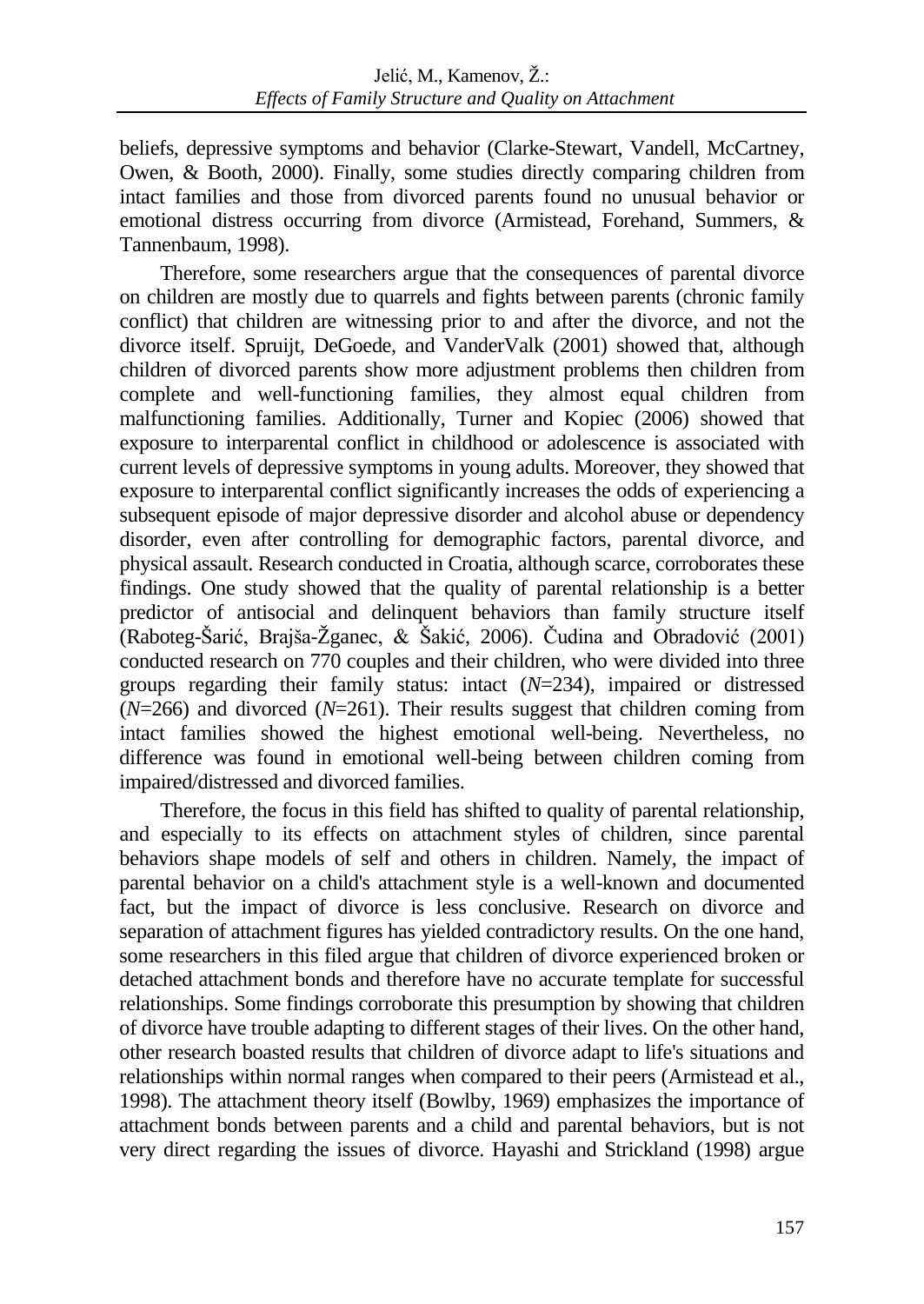beliefs, depressive symptoms and behavior (Clarke-Stewart, Vandell, McCartney, Owen, & Booth, 2000). Finally, some studies directly comparing children from intact families and those from divorced parents found no unusual behavior or emotional distress occurring from divorce (Armistead, Forehand, Summers, & Tannenbaum, 1998).

Therefore, some researchers argue that the consequences of parental divorce on children are mostly due to quarrels and fights between parents (chronic family conflict) that children are witnessing prior to and after the divorce, and not the divorce itself. Spruijt, DeGoede, and VanderValk (2001) showed that, although children of divorced parents show more adjustment problems then children from complete and well-functioning families, they almost equal children from malfunctioning families. Additionally, Turner and Kopiec (2006) showed that exposure to interparental conflict in childhood or adolescence is associated with current levels of depressive symptoms in young adults. Moreover, they showed that exposure to interparental conflict significantly increases the odds of experiencing a subsequent episode of major depressive disorder and alcohol abuse or dependency disorder, even after controlling for demographic factors, parental divorce, and physical assault. Research conducted in Croatia, although scarce, corroborates these findings. One study showed that the quality of parental relationship is a better predictor of antisocial and delinquent behaviors than family structure itself (Raboteg-Šarić, Brajša-Žganec, & Šakić, 2006). Čudina and Obradović (2001) conducted research on 770 couples and their children, who were divided into three groups regarding their family status: intact (*N*=234), impaired or distressed (*N*=266) and divorced (*N*=261). Their results suggest that children coming from intact families showed the highest emotional well-being. Nevertheless, no difference was found in emotional well-being between children coming from impaired/distressed and divorced families.

Therefore, the focus in this field has shifted to quality of parental relationship, and especially to its effects on attachment styles of children, since parental behaviors shape models of self and others in children. Namely, the impact of parental behavior on a child's attachment style is a well-known and documented fact, but the impact of divorce is less conclusive. Research on divorce and separation of attachment figures has yielded contradictory results. On the one hand, some researchers in this filed argue that children of divorce experienced broken or detached attachment bonds and therefore have no accurate template for successful relationships. Some findings corroborate this presumption by showing that children of divorce have trouble adapting to different stages of their lives. On the other hand, other research boasted results that children of divorce adapt to life's situations and relationships within normal ranges when compared to their peers (Armistead et al., 1998). The attachment theory itself (Bowlby, 1969) emphasizes the importance of attachment bonds between parents and a child and parental behaviors, but is not very direct regarding the issues of divorce. Hayashi and Strickland (1998) argue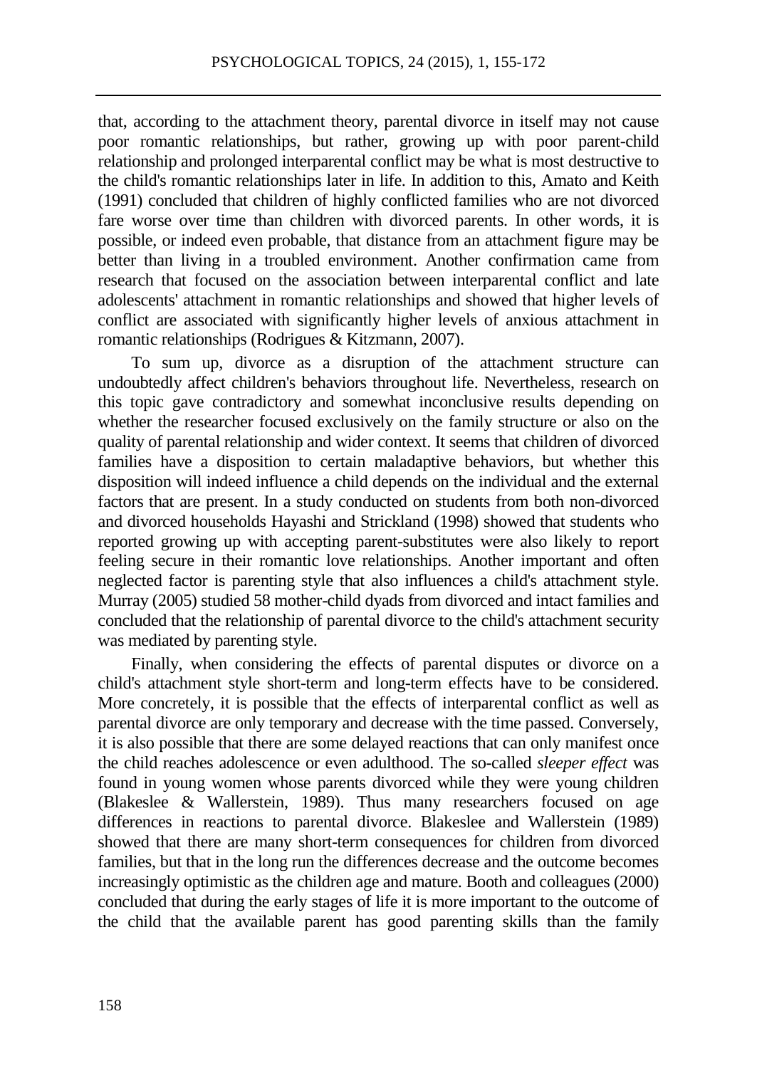that, according to the attachment theory, parental divorce in itself may not cause poor romantic relationships, but rather, growing up with poor parent-child relationship and prolonged interparental conflict may be what is most destructive to the child's romantic relationships later in life. In addition to this, Amato and Keith (1991) concluded that children of highly conflicted families who are not divorced fare worse over time than children with divorced parents. In other words, it is possible, or indeed even probable, that distance from an attachment figure may be better than living in a troubled environment. Another confirmation came from research that focused on the association between interparental conflict and late adolescents' attachment in romantic relationships and showed that higher levels of conflict are associated with significantly higher levels of anxious attachment in romantic relationships (Rodrigues & Kitzmann, 2007).

To sum up, divorce as a disruption of the attachment structure can undoubtedly affect children's behaviors throughout life. Nevertheless, research on this topic gave contradictory and somewhat inconclusive results depending on whether the researcher focused exclusively on the family structure or also on the quality of parental relationship and wider context. It seems that children of divorced families have a disposition to certain maladaptive behaviors, but whether this disposition will indeed influence a child depends on the individual and the external factors that are present. In a study conducted on students from both non-divorced and divorced households Hayashi and Strickland (1998) showed that students who reported growing up with accepting parent-substitutes were also likely to report feeling secure in their romantic love relationships. Another important and often neglected factor is parenting style that also influences a child's attachment style. Murray (2005) studied 58 mother-child dyads from divorced and intact families and concluded that the relationship of parental divorce to the child's attachment security was mediated by parenting style.

Finally, when considering the effects of parental disputes or divorce on a child's attachment style short-term and long-term effects have to be considered. More concretely, it is possible that the effects of interparental conflict as well as parental divorce are only temporary and decrease with the time passed. Conversely, it is also possible that there are some delayed reactions that can only manifest once the child reaches adolescence or even adulthood. The so-called *sleeper effect* was found in young women whose parents divorced while they were young children (Blakeslee & Wallerstein, 1989). Thus many researchers focused on age differences in reactions to parental divorce. Blakeslee and Wallerstein (1989) showed that there are many short-term consequences for children from divorced families, but that in the long run the differences decrease and the outcome becomes increasingly optimistic as the children age and mature. Booth and colleagues (2000) concluded that during the early stages of life it is more important to the outcome of the child that the available parent has good parenting skills than the family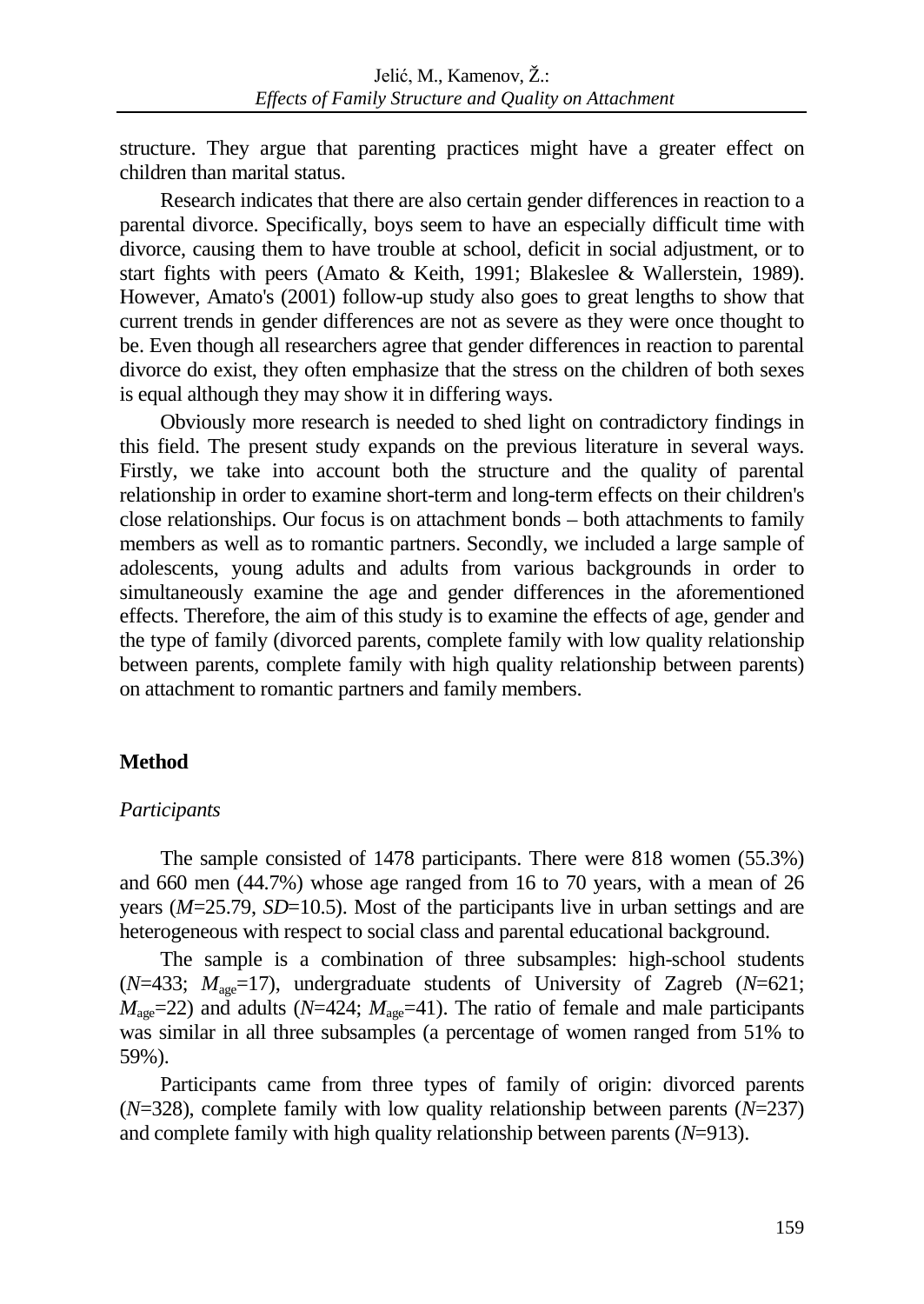structure. They argue that parenting practices might have a greater effect on children than marital status.

Research indicates that there are also certain gender differences in reaction to a parental divorce. Specifically, boys seem to have an especially difficult time with divorce, causing them to have trouble at school, deficit in social adjustment, or to start fights with peers (Amato & Keith, 1991; Blakeslee & Wallerstein, 1989). However, Amato's (2001) follow-up study also goes to great lengths to show that current trends in gender differences are not as severe as they were once thought to be. Even though all researchers agree that gender differences in reaction to parental divorce do exist, they often emphasize that the stress on the children of both sexes is equal although they may show it in differing ways.

Obviously more research is needed to shed light on contradictory findings in this field. The present study expands on the previous literature in several ways. Firstly, we take into account both the structure and the quality of parental relationship in order to examine short-term and long-term effects on their children's close relationships. Our focus is on attachment bonds – both attachments to family members as well as to romantic partners. Secondly, we included a large sample of adolescents, young adults and adults from various backgrounds in order to simultaneously examine the age and gender differences in the aforementioned effects. Therefore, the aim of this study is to examine the effects of age, gender and the type of family (divorced parents, complete family with low quality relationship between parents, complete family with high quality relationship between parents) on attachment to romantic partners and family members.

## Method

### *Participants*

The sample consisted of 1478 participants. There were 818 women (55.3%) and 660 men (44.7%) whose age ranged from 16 to 70 years, with a mean of 26 years ($M$=25.79, $SD$=10.5). Most of the participants live in urban settings and are heterogeneous with respect to social class and parental educational background.

The sample is a combination of three subsamples: high-school students ($N$=433; $M_{age}$=17), undergraduate students of University of Zagreb ($N$=621; $M_{age}$=22) and adults ($N$=424; $M_{age}$=41). The ratio of female and male participants was similar in all three subsamples (a percentage of women ranged from 51% to 59%).

Participants came from three types of family of origin: divorced parents ($N$=328), complete family with low quality relationship between parents ($N$=237) and complete family with high quality relationship between parents ($N$=913).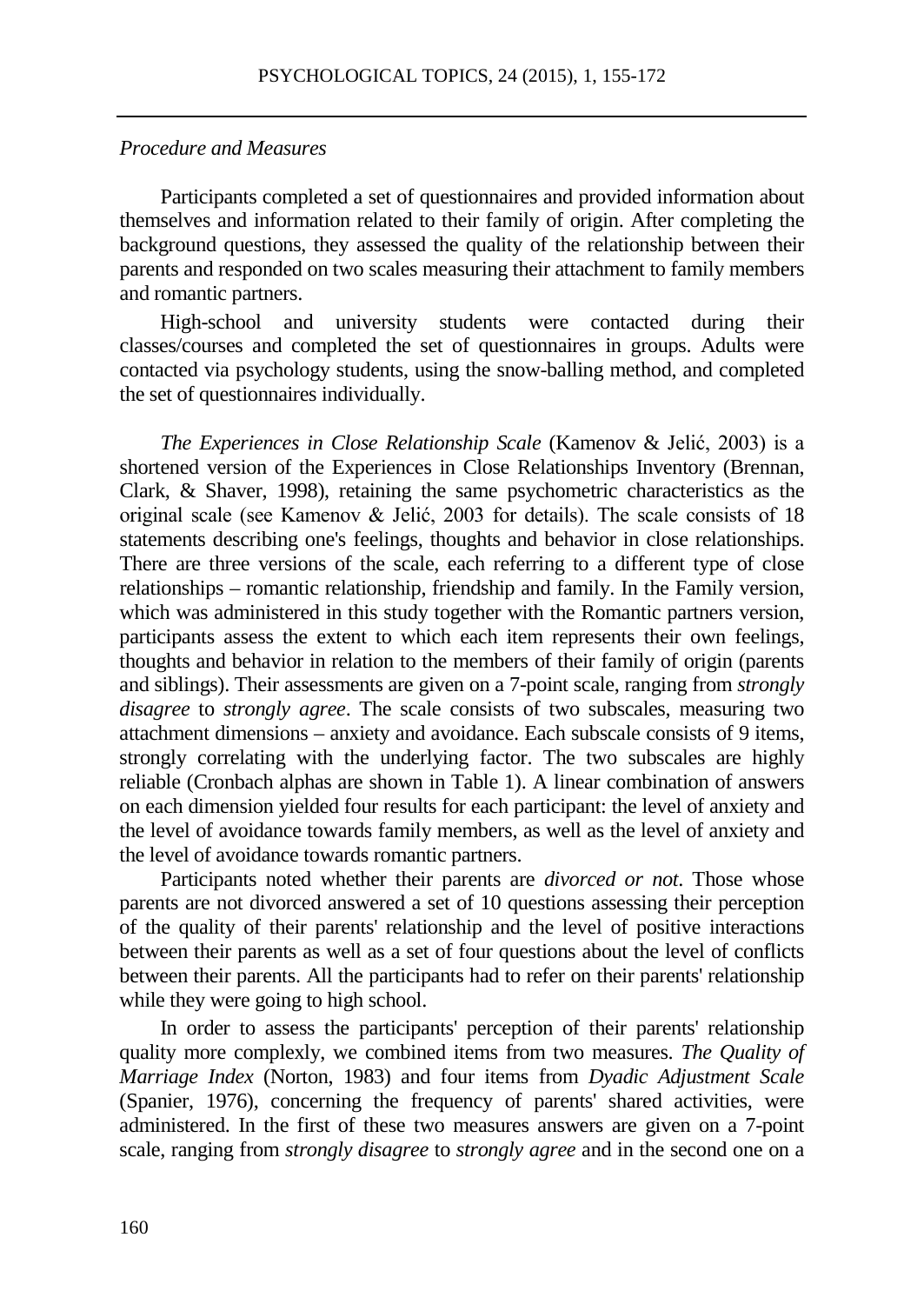*Procedure and Measures*

Participants completed a set of questionnaires and provided information about themselves and information related to their family of origin. After completing the background questions, they assessed the quality of the relationship between their parents and responded on two scales measuring their attachment to family members and romantic partners.

High-school and university students were contacted during their classes/courses and completed the set of questionnaires in groups. Adults were contacted via psychology students, using the snow-balling method, and completed the set of questionnaires individually.

*The Experiences in Close Relationship Scale* (Kamenov & Jelić, 2003) is a shortened version of the Experiences in Close Relationships Inventory (Brennan, Clark, & Shaver, 1998), retaining the same psychometric characteristics as the original scale (see Kamenov & Jelić, 2003 for details). The scale consists of 18 statements describing one's feelings, thoughts and behavior in close relationships. There are three versions of the scale, each referring to a different type of close relationships – romantic relationship, friendship and family. In the Family version, which was administered in this study together with the Romantic partners version, participants assess the extent to which each item represents their own feelings, thoughts and behavior in relation to the members of their family of origin (parents and siblings). Their assessments are given on a 7-point scale, ranging from *strongly disagree* to *strongly agree*. The scale consists of two subscales, measuring two attachment dimensions – anxiety and avoidance. Each subscale consists of 9 items, strongly correlating with the underlying factor. The two subscales are highly reliable (Cronbach alphas are shown in Table 1). A linear combination of answers on each dimension yielded four results for each participant: the level of anxiety and the level of avoidance towards family members, as well as the level of anxiety and the level of avoidance towards romantic partners.

Participants noted whether their parents are *divorced or not*. Those whose parents are not divorced answered a set of 10 questions assessing their perception of the quality of their parents' relationship and the level of positive interactions between their parents as well as a set of four questions about the level of conflicts between their parents. All the participants had to refer on their parents' relationship while they were going to high school.

In order to assess the participants' perception of their parents' relationship quality more complexly, we combined items from two measures. *The Quality of Marriage Index* (Norton, 1983) and four items from *Dyadic Adjustment Scale* (Spanier, 1976), concerning the frequency of parents' shared activities, were administered. In the first of these two measures answers are given on a 7-point scale, ranging from *strongly disagree* to *strongly agree* and in the second one on a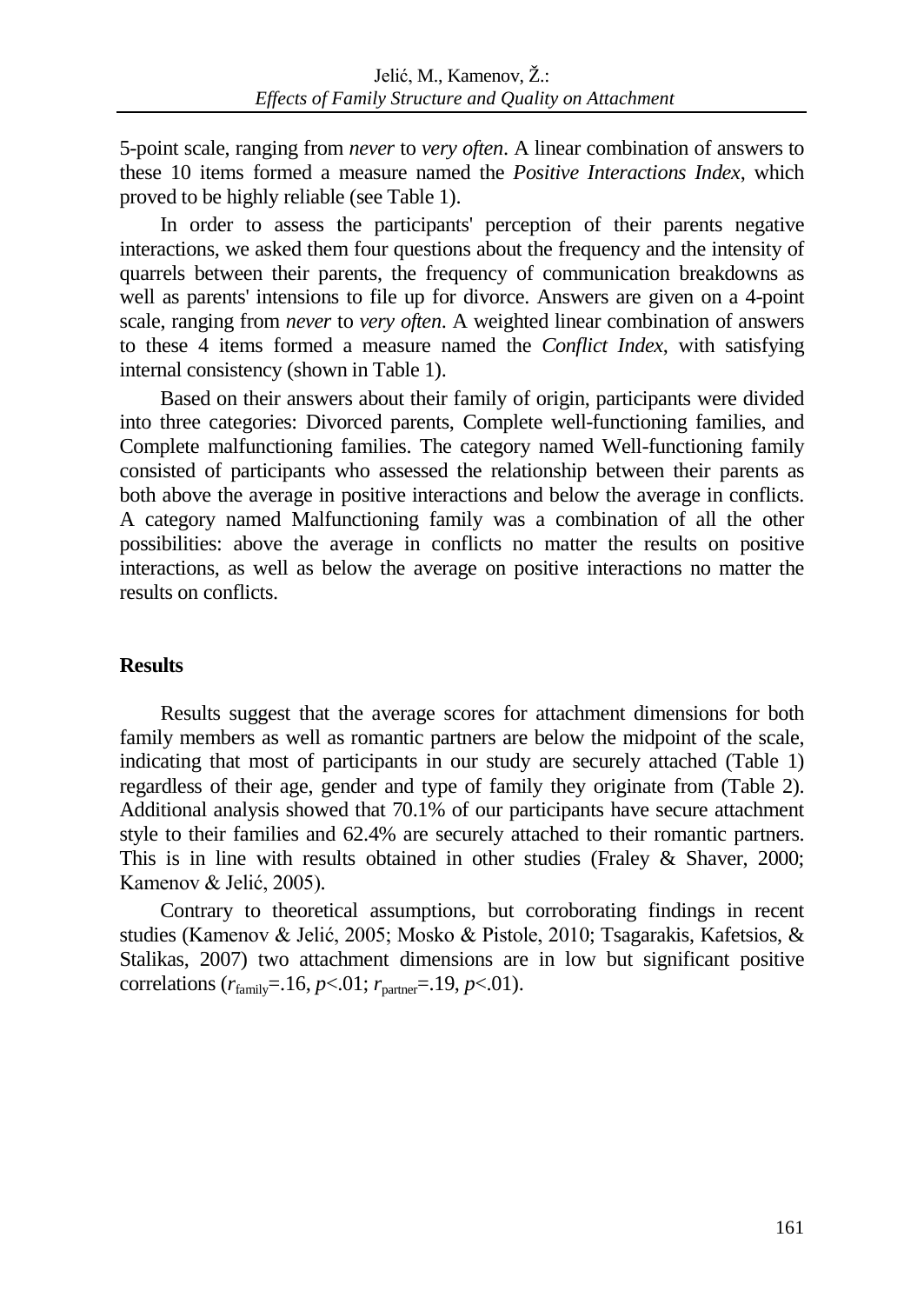5-point scale, ranging from *never* to *very often*. A linear combination of answers to these 10 items formed a measure named the *Positive Interactions Index*, which proved to be highly reliable (see Table 1).

In order to assess the participants' perception of their parents negative interactions, we asked them four questions about the frequency and the intensity of quarrels between their parents, the frequency of communication breakdowns as well as parents' intensions to file up for divorce. Answers are given on a 4-point scale, ranging from *never* to *very often*. A weighted linear combination of answers to these 4 items formed a measure named the *Conflict Index*, with satisfying internal consistency (shown in Table 1).

Based on their answers about their family of origin, participants were divided into three categories: Divorced parents, Complete well-functioning families, and Complete malfunctioning families. The category named Well-functioning family consisted of participants who assessed the relationship between their parents as both above the average in positive interactions and below the average in conflicts. A category named Malfunctioning family was a combination of all the other possibilities: above the average in conflicts no matter the results on positive interactions, as well as below the average on positive interactions no matter the results on conflicts.

## Results

Results suggest that the average scores for attachment dimensions for both family members as well as romantic partners are below the midpoint of the scale, indicating that most of participants in our study are securely attached (Table 1) regardless of their age, gender and type of family they originate from (Table 2). Additional analysis showed that 70.1% of our participants have secure attachment style to their families and 62.4% are securely attached to their romantic partners. This is in line with results obtained in other studies (Fraley & Shaver, 2000; Kamenov & Jelić, 2005).

Contrary to theoretical assumptions, but corroborating findings in recent studies (Kamenov & Jelić, 2005; Mosko & Pistole, 2010; Tsagarakis, Kafetsios, & Stalikas, 2007) two attachment dimensions are in low but significant positive correlations ($r_{family}$=.16, $p$<.01; $r_{partner}$=.19, $p$<.01).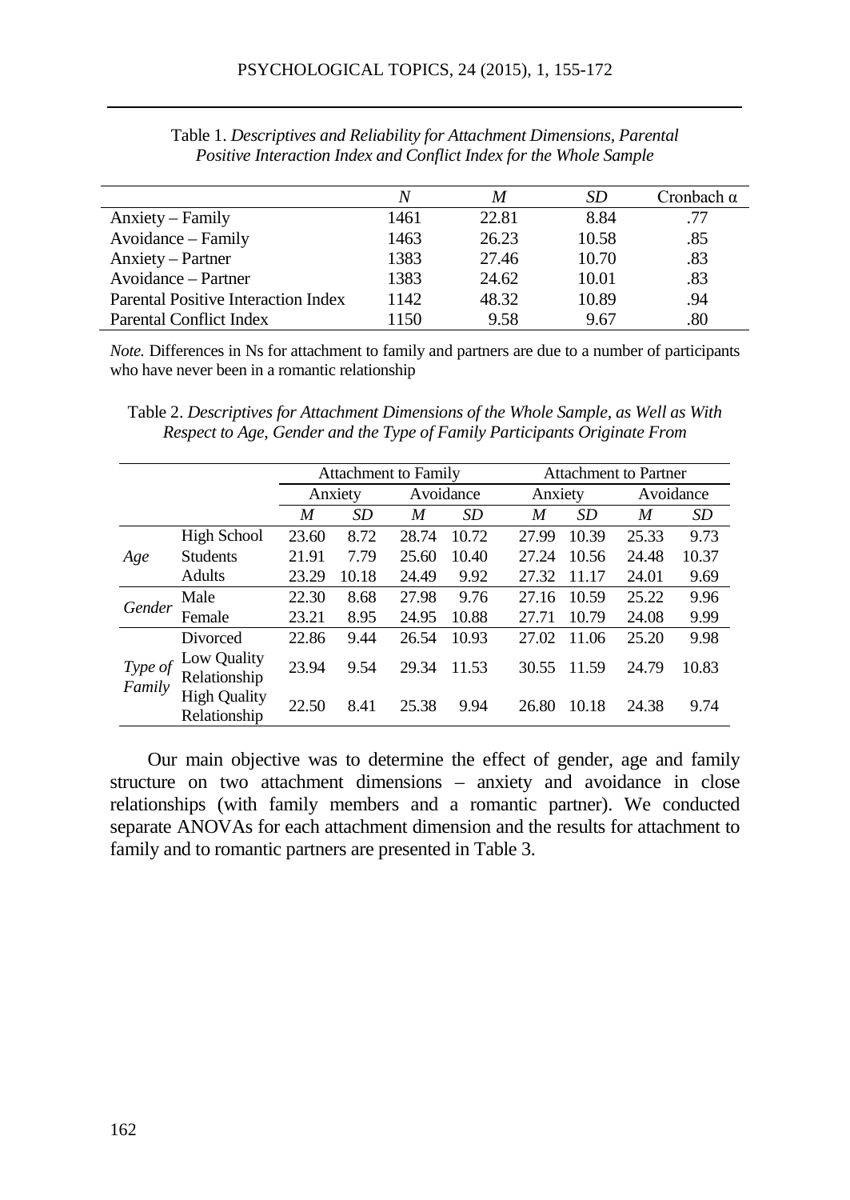Table 1. *Descriptives and Reliability for Attachment Dimensions, Parental Positive Interaction Index and Conflict Index for the Whole Sample*

| | *N* | *M* | *SD* | Cronbach α |
|---|---|---|---|---|
| Anxiety – Family | 1461 | 22.81 | 8.84 | .77 |
| Avoidance – Family | 1463 | 26.23 | 10.58 | .85 |
| Anxiety – Partner | 1383 | 27.46 | 10.70 | .83 |
| Avoidance – Partner | 1383 | 24.62 | 10.01 | .83 |
| Parental Positive Interaction Index | 1142 | 48.32 | 10.89 | .94 |
| Parental Conflict Index | 1150 | 9.58 | 9.67 | .80 |

*Note.* Differences in Ns for attachment to family and partners are due to a number of participants who have never been in a romantic relationship

Table 2. *Descriptives for Attachment Dimensions of the Whole Sample, as Well as With Respect to Age, Gender and the Type of Family Participants Originate From*

| | | Attachment to Family | | | | Attachment to Partner | | | |
|---|---|---|---|---|---|---|---|---|---|
| | | Anxiety | | Avoidance | | Anxiety | | Avoidance | |
| | | *M* | *SD* | *M* | *SD* | *M* | *SD* | *M* | *SD* |
| *Age* | High School | 23.60 | 8.72 | 28.74 | 10.72 | 27.99 | 10.39 | 25.33 | 9.73 |
| | Students | 21.91 | 7.79 | 25.60 | 10.40 | 27.24 | 10.56 | 24.48 | 10.37 |
| | Adults | 23.29 | 10.18 | 24.49 | 9.92 | 27.32 | 11.17 | 24.01 | 9.69 |
| *Gender* | Male | 22.30 | 8.68 | 27.98 | 9.76 | 27.16 | 10.59 | 25.22 | 9.96 |
| | Female | 23.21 | 8.95 | 24.95 | 10.88 | 27.71 | 10.79 | 24.08 | 9.99 |
| *Type of Family* | Divorced | 22.86 | 9.44 | 26.54 | 10.93 | 27.02 | 11.06 | 25.20 | 9.98 |
| | Low Quality Relationship | 23.94 | 9.54 | 29.34 | 11.53 | 30.55 | 11.59 | 24.79 | 10.83 |
| | High Quality Relationship | 22.50 | 8.41 | 25.38 | 9.94 | 26.80 | 10.18 | 24.38 | 9.74 |

Our main objective was to determine the effect of gender, age and family structure on two attachment dimensions – anxiety and avoidance in close relationships (with family members and a romantic partner). We conducted separate ANOVAs for each attachment dimension and the results for attachment to family and to romantic partners are presented in Table 3.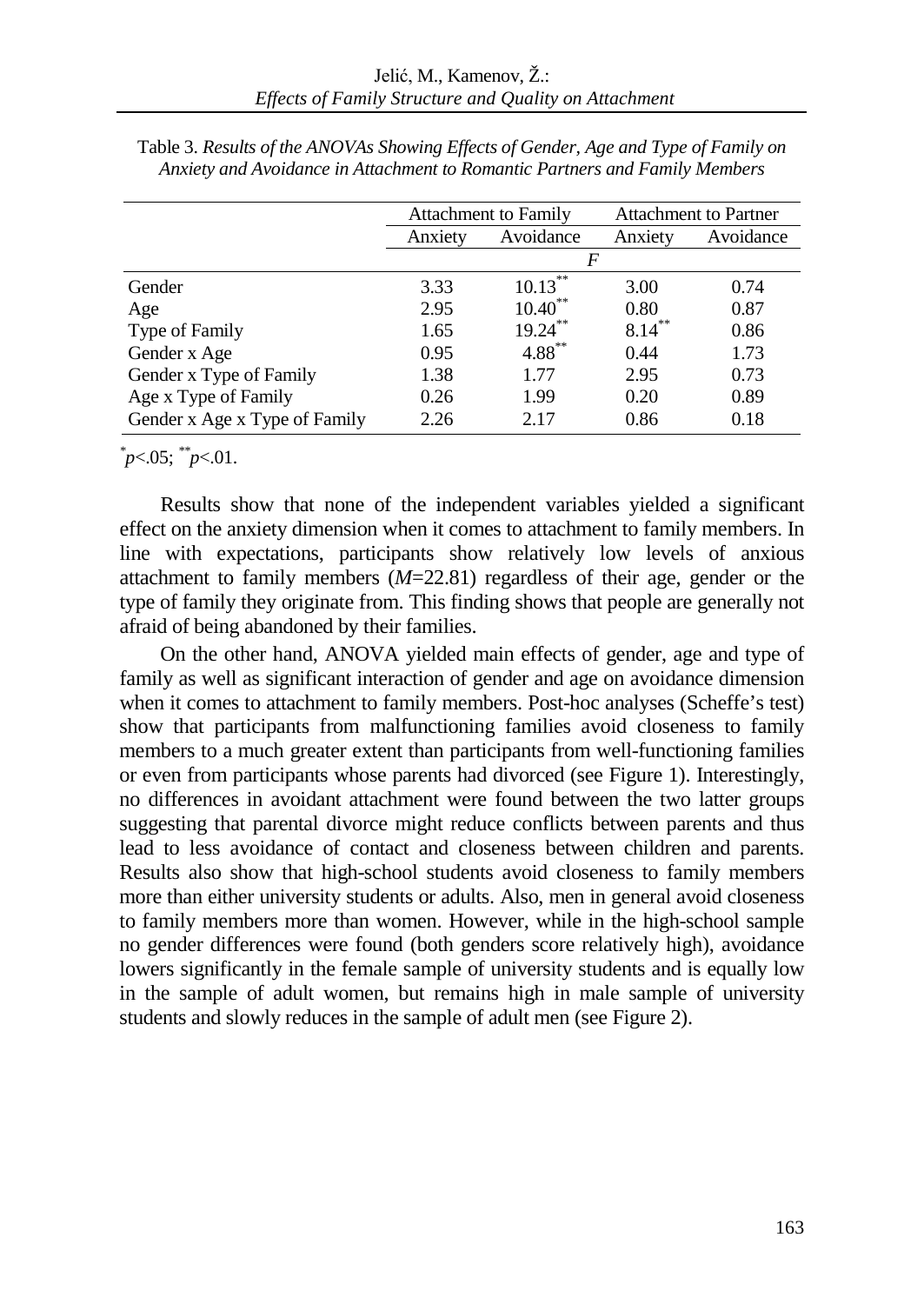Table 3. *Results of the ANOVAs Showing Effects of Gender, Age and Type of Family on Anxiety and Avoidance in Attachment to Romantic Partners and Family Members*

| | Attachment to Family | | Attachment to Partner | |
|---|---|---|---|---|
| | Anxiety | Avoidance | Anxiety | Avoidance |
| | *F* | | | |
| Gender | 3.33 | 10.13** | 3.00 | 0.74 |
| Age | 2.95 | 10.40** | 0.80 | 0.87 |
| Type of Family | 1.65 | 19.24** | 8.14** | 0.86 |
| Gender x Age | 0.95 | 4.88** | 0.44 | 1.73 |
| Gender x Type of Family | 1.38 | 1.77 | 2.95 | 0.73 |
| Age x Type of Family | 0.26 | 1.99 | 0.20 | 0.89 |
| Gender x Age x Type of Family | 2.26 | 2.17 | 0.86 | 0.18 |

*$p$<.05; **$p$<.01.

Results show that none of the independent variables yielded a significant effect on the anxiety dimension when it comes to attachment to family members. In line with expectations, participants show relatively low levels of anxious attachment to family members ($M$=22.81) regardless of their age, gender or the type of family they originate from. This finding shows that people are generally not afraid of being abandoned by their families.

On the other hand, ANOVA yielded main effects of gender, age and type of family as well as significant interaction of gender and age on avoidance dimension when it comes to attachment to family members. Post-hoc analyses (Scheffe's test) show that participants from malfunctioning families avoid closeness to family members to a much greater extent than participants from well-functioning families or even from participants whose parents had divorced (see Figure 1). Interestingly, no differences in avoidant attachment were found between the two latter groups suggesting that parental divorce might reduce conflicts between parents and thus lead to less avoidance of contact and closeness between children and parents. Results also show that high-school students avoid closeness to family members more than either university students or adults. Also, men in general avoid closeness to family members more than women. However, while in the high-school sample no gender differences were found (both genders score relatively high), avoidance lowers significantly in the female sample of university students and is equally low in the sample of adult women, but remains high in male sample of university students and slowly reduces in the sample of adult men (see Figure 2).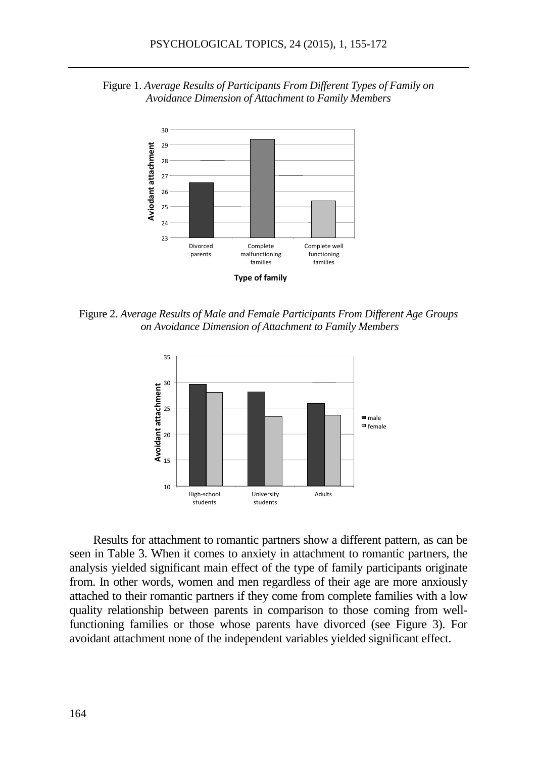Figure 1. *Average Results of Participants From Different Types of Family on Avoidance Dimension of Attachment to Family Members*

Figure 2. *Average Results of Male and Female Participants From Different Age Groups on Avoidance Dimension of Attachment to Family Members*

Results for attachment to romantic partners show a different pattern, as can be seen in Table 3. When it comes to anxiety in attachment to romantic partners, the analysis yielded significant main effect of the type of family participants originate from. In other words, women and men regardless of their age are more anxiously attached to their romantic partners if they come from complete families with a low quality relationship between parents in comparison to those coming from well-functioning families or those whose parents have divorced (see Figure 3). For avoidant attachment none of the independent variables yielded significant effect.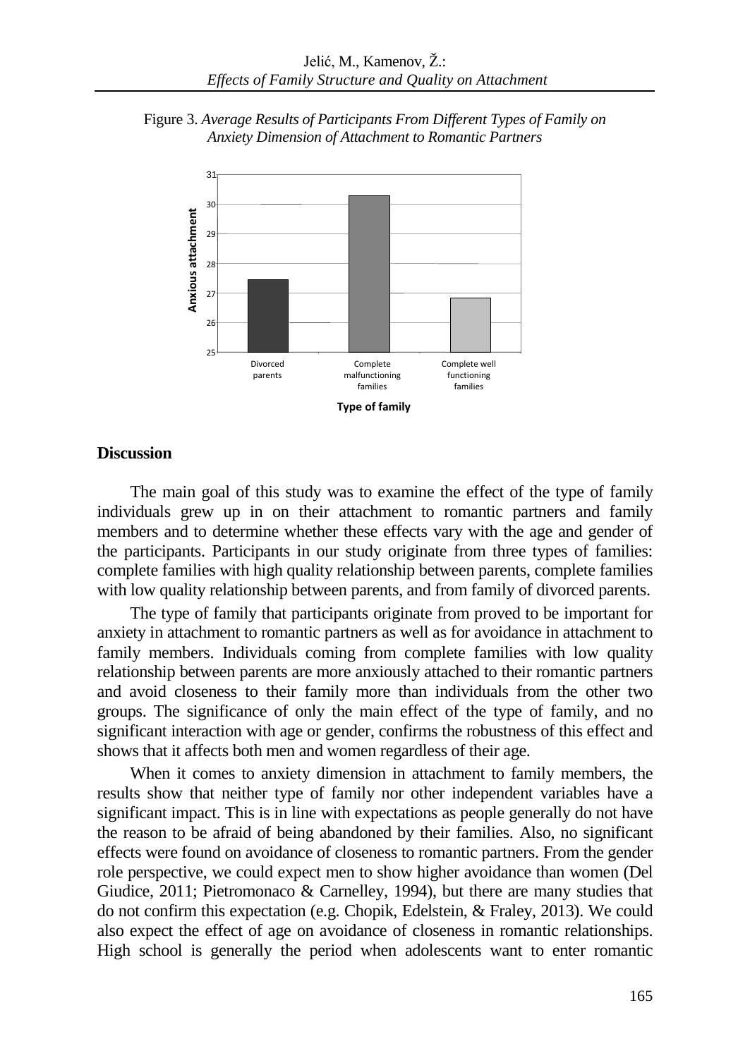Figure 3. *Average Results of Participants From Different Types of Family on Anxiety Dimension of Attachment to Romantic Partners*

## Discussion

The main goal of this study was to examine the effect of the type of family individuals grew up in on their attachment to romantic partners and family members and to determine whether these effects vary with the age and gender of the participants. Participants in our study originate from three types of families: complete families with high quality relationship between parents, complete families with low quality relationship between parents, and from family of divorced parents.

The type of family that participants originate from proved to be important for anxiety in attachment to romantic partners as well as for avoidance in attachment to family members. Individuals coming from complete families with low quality relationship between parents are more anxiously attached to their romantic partners and avoid closeness to their family more than individuals from the other two groups. The significance of only the main effect of the type of family, and no significant interaction with age or gender, confirms the robustness of this effect and shows that it affects both men and women regardless of their age.

When it comes to anxiety dimension in attachment to family members, the results show that neither type of family nor other independent variables have a significant impact. This is in line with expectations as people generally do not have the reason to be afraid of being abandoned by their families. Also, no significant effects were found on avoidance of closeness to romantic partners. From the gender role perspective, we could expect men to show higher avoidance than women (Del Giudice, 2011; Pietromonaco & Carnelley, 1994), but there are many studies that do not confirm this expectation (e.g. Chopik, Edelstein, & Fraley, 2013). We could also expect the effect of age on avoidance of closeness in romantic relationships. High school is generally the period when adolescents want to enter romantic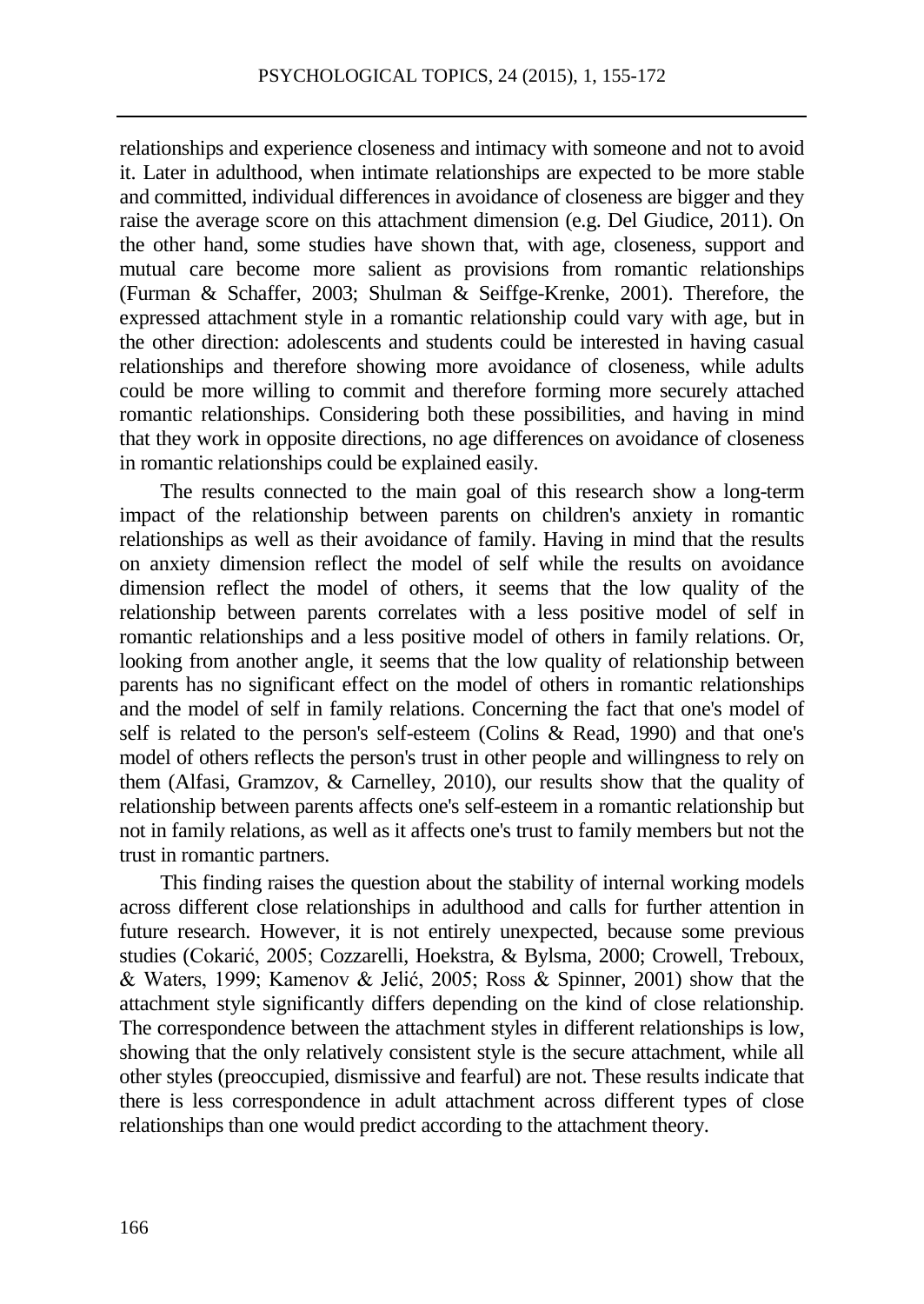relationships and experience closeness and intimacy with someone and not to avoid it. Later in adulthood, when intimate relationships are expected to be more stable and committed, individual differences in avoidance of closeness are bigger and they raise the average score on this attachment dimension (e.g. Del Giudice, 2011). On the other hand, some studies have shown that, with age, closeness, support and mutual care become more salient as provisions from romantic relationships (Furman & Schaffer, 2003; Shulman & Seiffge-Krenke, 2001). Therefore, the expressed attachment style in a romantic relationship could vary with age, but in the other direction: adolescents and students could be interested in having casual relationships and therefore showing more avoidance of closeness, while adults could be more willing to commit and therefore forming more securely attached romantic relationships. Considering both these possibilities, and having in mind that they work in opposite directions, no age differences on avoidance of closeness in romantic relationships could be explained easily.

The results connected to the main goal of this research show a long-term impact of the relationship between parents on children's anxiety in romantic relationships as well as their avoidance of family. Having in mind that the results on anxiety dimension reflect the model of self while the results on avoidance dimension reflect the model of others, it seems that the low quality of the relationship between parents correlates with a less positive model of self in romantic relationships and a less positive model of others in family relations. Or, looking from another angle, it seems that the low quality of relationship between parents has no significant effect on the model of others in romantic relationships and the model of self in family relations. Concerning the fact that one's model of self is related to the person's self-esteem (Colins & Read, 1990) and that one's model of others reflects the person's trust in other people and willingness to rely on them (Alfasi, Gramzov, & Carnelley, 2010), our results show that the quality of relationship between parents affects one's self-esteem in a romantic relationship but not in family relations, as well as it affects one's trust to family members but not the trust in romantic partners.

This finding raises the question about the stability of internal working models across different close relationships in adulthood and calls for further attention in future research. However, it is not entirely unexpected, because some previous studies (Cokarić, 2005; Cozzarelli, Hoekstra, & Bylsma, 2000; Crowell, Treboux, & Waters, 1999; Kamenov & Jelić, 2005; Ross & Spinner, 2001) show that the attachment style significantly differs depending on the kind of close relationship. The correspondence between the attachment styles in different relationships is low, showing that the only relatively consistent style is the secure attachment, while all other styles (preoccupied, dismissive and fearful) are not. These results indicate that there is less correspondence in adult attachment across different types of close relationships than one would predict according to the attachment theory.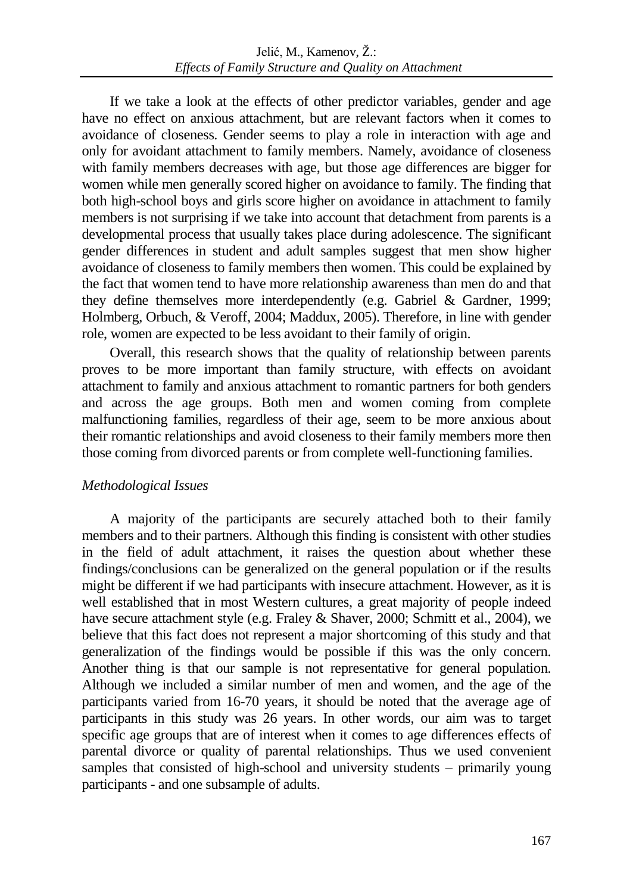If we take a look at the effects of other predictor variables, gender and age have no effect on anxious attachment, but are relevant factors when it comes to avoidance of closeness. Gender seems to play a role in interaction with age and only for avoidant attachment to family members. Namely, avoidance of closeness with family members decreases with age, but those age differences are bigger for women while men generally scored higher on avoidance to family. The finding that both high-school boys and girls score higher on avoidance in attachment to family members is not surprising if we take into account that detachment from parents is a developmental process that usually takes place during adolescence. The significant gender differences in student and adult samples suggest that men show higher avoidance of closeness to family members then women. This could be explained by the fact that women tend to have more relationship awareness than men do and that they define themselves more interdependently (e.g. Gabriel & Gardner, 1999; Holmberg, Orbuch, & Veroff, 2004; Maddux, 2005). Therefore, in line with gender role, women are expected to be less avoidant to their family of origin.

Overall, this research shows that the quality of relationship between parents proves to be more important than family structure, with effects on avoidant attachment to family and anxious attachment to romantic partners for both genders and across the age groups. Both men and women coming from complete malfunctioning families, regardless of their age, seem to be more anxious about their romantic relationships and avoid closeness to their family members more then those coming from divorced parents or from complete well-functioning families.

### *Methodological Issues*

A majority of the participants are securely attached both to their family members and to their partners. Although this finding is consistent with other studies in the field of adult attachment, it raises the question about whether these findings/conclusions can be generalized on the general population or if the results might be different if we had participants with insecure attachment. However, as it is well established that in most Western cultures, a great majority of people indeed have secure attachment style (e.g. Fraley & Shaver, 2000; Schmitt et al., 2004), we believe that this fact does not represent a major shortcoming of this study and that generalization of the findings would be possible if this was the only concern. Another thing is that our sample is not representative for general population. Although we included a similar number of men and women, and the age of the participants varied from 16-70 years, it should be noted that the average age of participants in this study was 26 years. In other words, our aim was to target specific age groups that are of interest when it comes to age differences effects of parental divorce or quality of parental relationships. Thus we used convenient samples that consisted of high-school and university students – primarily young participants - and one subsample of adults.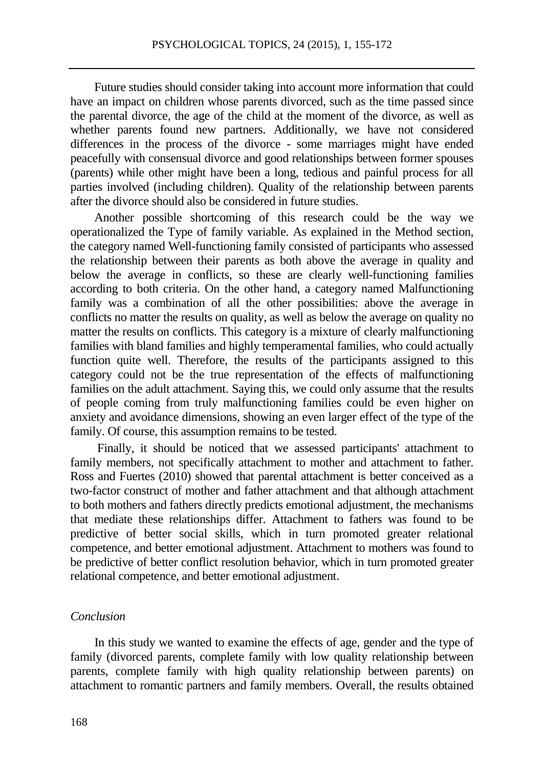Future studies should consider taking into account more information that could have an impact on children whose parents divorced, such as the time passed since the parental divorce, the age of the child at the moment of the divorce, as well as whether parents found new partners. Additionally, we have not considered differences in the process of the divorce - some marriages might have ended peacefully with consensual divorce and good relationships between former spouses (parents) while other might have been a long, tedious and painful process for all parties involved (including children). Quality of the relationship between parents after the divorce should also be considered in future studies.

Another possible shortcoming of this research could be the way we operationalized the Type of family variable. As explained in the Method section, the category named Well-functioning family consisted of participants who assessed the relationship between their parents as both above the average in quality and below the average in conflicts, so these are clearly well-functioning families according to both criteria. On the other hand, a category named Malfunctioning family was a combination of all the other possibilities: above the average in conflicts no matter the results on quality, as well as below the average on quality no matter the results on conflicts. This category is a mixture of clearly malfunctioning families with bland families and highly temperamental families, who could actually function quite well. Therefore, the results of the participants assigned to this category could not be the true representation of the effects of malfunctioning families on the adult attachment. Saying this, we could only assume that the results of people coming from truly malfunctioning families could be even higher on anxiety and avoidance dimensions, showing an even larger effect of the type of the family. Of course, this assumption remains to be tested.

Finally, it should be noticed that we assessed participants' attachment to family members, not specifically attachment to mother and attachment to father. Ross and Fuertes (2010) showed that parental attachment is better conceived as a two-factor construct of mother and father attachment and that although attachment to both mothers and fathers directly predicts emotional adjustment, the mechanisms that mediate these relationships differ. Attachment to fathers was found to be predictive of better social skills, which in turn promoted greater relational competence, and better emotional adjustment. Attachment to mothers was found to be predictive of better conflict resolution behavior, which in turn promoted greater relational competence, and better emotional adjustment.

### *Conclusion*

In this study we wanted to examine the effects of age, gender and the type of family (divorced parents, complete family with low quality relationship between parents, complete family with high quality relationship between parents) on attachment to romantic partners and family members. Overall, the results obtained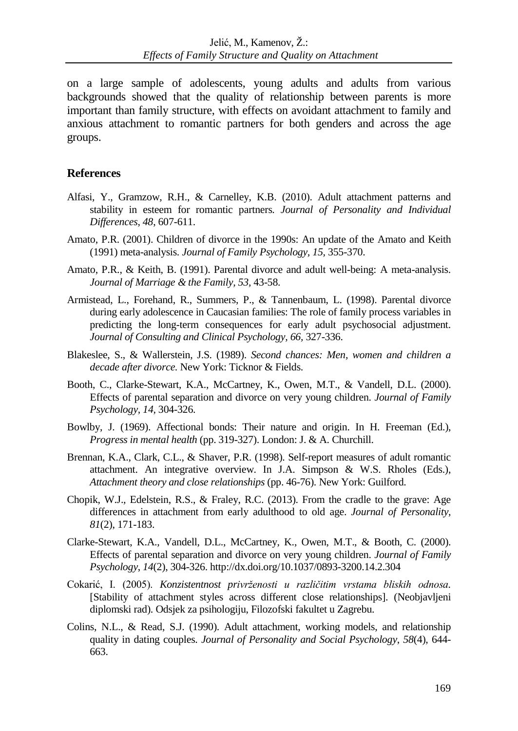on a large sample of adolescents, young adults and adults from various backgrounds showed that the quality of relationship between parents is more important than family structure, with effects on avoidant attachment to family and anxious attachment to romantic partners for both genders and across the age groups.

## References

Alfasi, Y., Gramzow, R.H., & Carnelley, K.B. (2010). Adult attachment patterns and stability in esteem for romantic partners. *Journal of Personality and Individual Differences*, *48*, 607-611.

Amato, P.R. (2001). Children of divorce in the 1990s: An update of the Amato and Keith (1991) meta-analysis. *Journal of Family Psychology*, *15*, 355-370.

Amato, P.R., & Keith, B. (1991). Parental divorce and adult well-being: A meta-analysis. *Journal of Marriage & the Family*, *53*, 43-58.

Armistead, L., Forehand, R., Summers, P., & Tannenbaum, L. (1998). Parental divorce during early adolescence in Caucasian families: The role of family process variables in predicting the long-term consequences for early adult psychosocial adjustment. *Journal of Consulting and Clinical Psychology*, *66*, 327-336.

Blakeslee, S., & Wallerstein, J.S. (1989). *Second chances: Men, women and children a decade after divorce.* New York: Ticknor & Fields.

Booth, C., Clarke-Stewart, K.A., McCartney, K., Owen, M.T., & Vandell, D.L. (2000). Effects of parental separation and divorce on very young children. *Journal of Family Psychology*, *14*, 304-326.

Bowlby, J. (1969). Affectional bonds: Their nature and origin. In H. Freeman (Ed.), *Progress in mental health* (pp. 319-327). London: J. & A. Churchill.

Brennan, K.A., Clark, C.L., & Shaver, P.R. (1998). Self-report measures of adult romantic attachment. An integrative overview. In J.A. Simpson & W.S. Rholes (Eds.), *Attachment theory and close relationships* (pp. 46-76). New York: Guilford.

Chopik, W.J., Edelstein, R.S., & Fraley, R.C. (2013). From the cradle to the grave: Age differences in attachment from early adulthood to old age. *Journal of Personality*, *81*(2), 171-183.

Clarke-Stewart, K.A., Vandell, D.L., McCartney, K., Owen, M.T., & Booth, C. (2000). Effects of parental separation and divorce on very young children. *Journal of Family Psychology*, *14*(2), 304-326. http://dx.doi.org/10.1037/0893-3200.14.2.304

Cokarić, I. (2005). *Konzistentnost privrženosti u različitim vrstama bliskih odnosa*. [Stability of attachment styles across different close relationships]. (Neobjavljeni diplomski rad). Odsjek za psihologiju, Filozofski fakultet u Zagrebu.

Colins, N.L., & Read, S.J. (1990). Adult attachment, working models, and relationship quality in dating couples. *Journal of Personality and Social Psychology*, *58*(4), 644-663.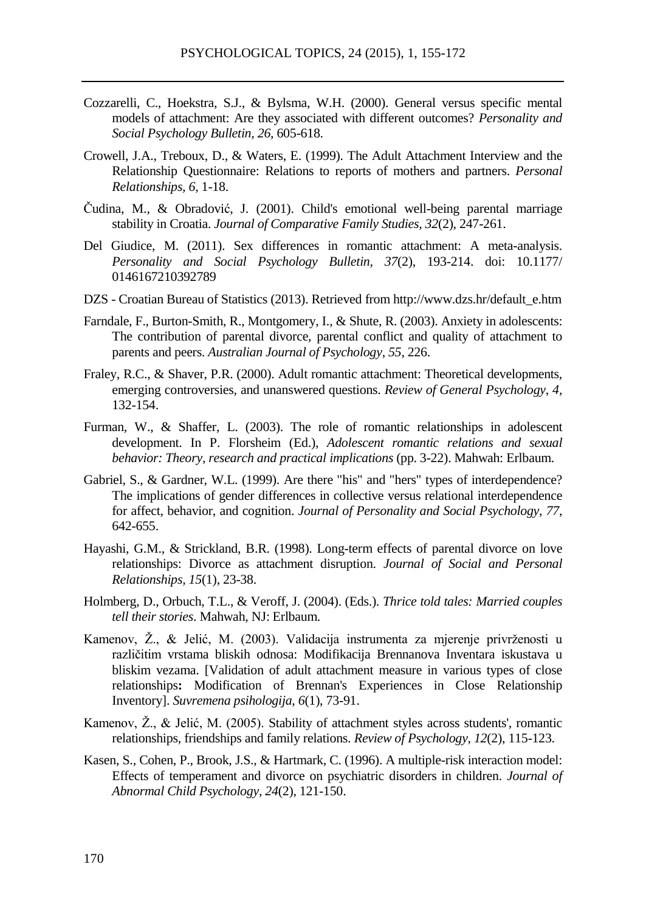Cozzarelli, C., Hoekstra, S.J., & Bylsma, W.H. (2000). General versus specific mental models of attachment: Are they associated with different outcomes? *Personality and Social Psychology Bulletin*, *26*, 605-618.

Crowell, J.A., Treboux, D., & Waters, E. (1999). The Adult Attachment Interview and the Relationship Questionnaire: Relations to reports of mothers and partners. *Personal Relationships, 6*, 1-18.

Čudina, M., & Obradović, J. (2001). Child's emotional well-being parental marriage stability in Croatia. *Journal of Comparative Family Studies*, *32*(2), 247-261.

Del Giudice, M. (2011). Sex differences in romantic attachment: A meta-analysis. *Personality and Social Psychology Bulletin, 37*(2), 193-214. doi: 10.1177/ 0146167210392789

DZS - Croatian Bureau of Statistics (2013). Retrieved from http://www.dzs.hr/default_e.htm

Farndale, F., Burton-Smith, R., Montgomery, I., & Shute, R. (2003). Anxiety in adolescents: The contribution of parental divorce, parental conflict and quality of attachment to parents and peers. *Australian Journal of Psychology*, *55*, 226.

Fraley, R.C., & Shaver, P.R. (2000). Adult romantic attachment: Theoretical developments, emerging controversies, and unanswered questions. *Review of General Psychology*, *4*, 132-154.

Furman, W., & Shaffer, L. (2003). The role of romantic relationships in adolescent development. In P. Florsheim (Ed.), *Adolescent romantic relations and sexual behavior: Theory, research and practical implications* (pp. 3-22). Mahwah: Erlbaum.

Gabriel, S., & Gardner, W.L. (1999). Are there "his" and "hers" types of interdependence? The implications of gender differences in collective versus relational interdependence for affect, behavior, and cognition. *Journal of Personality and Social Psychology*, *77*, 642-655.

Hayashi, G.M., & Strickland, B.R. (1998). Long-term effects of parental divorce on love relationships: Divorce as attachment disruption. *Journal of Social and Personal Relationships, 15*(1), 23-38.

Holmberg, D., Orbuch, T.L., & Veroff, J. (2004). (Eds.). *Thrice told tales: Married couples tell their stories*. Mahwah, NJ: Erlbaum.

Kamenov, Ž., & Jelić, M. (2003). Validacija instrumenta za mjerenje privrženosti u različitim vrstama bliskih odnosa: Modifikacija Brennanova Inventara iskustava u bliskim vezama. [Validation of adult attachment measure in various types of close relationships**:** Modification of Brennan's Experiences in Close Relationship Inventory]. *Suvremena psihologija*, *6*(1), 73-91.

Kamenov, Ž., & Jelić, M. (2005). Stability of attachment styles across students', romantic relationships, friendships and family relations. *Review of Psychology, 12*(2), 115-123.

Kasen, S., Cohen, P., Brook, J.S., & Hartmark, C. (1996). A multiple-risk interaction model: Effects of temperament and divorce on psychiatric disorders in children. *Journal of Abnormal Child Psychology*, *24*(2), 121-150.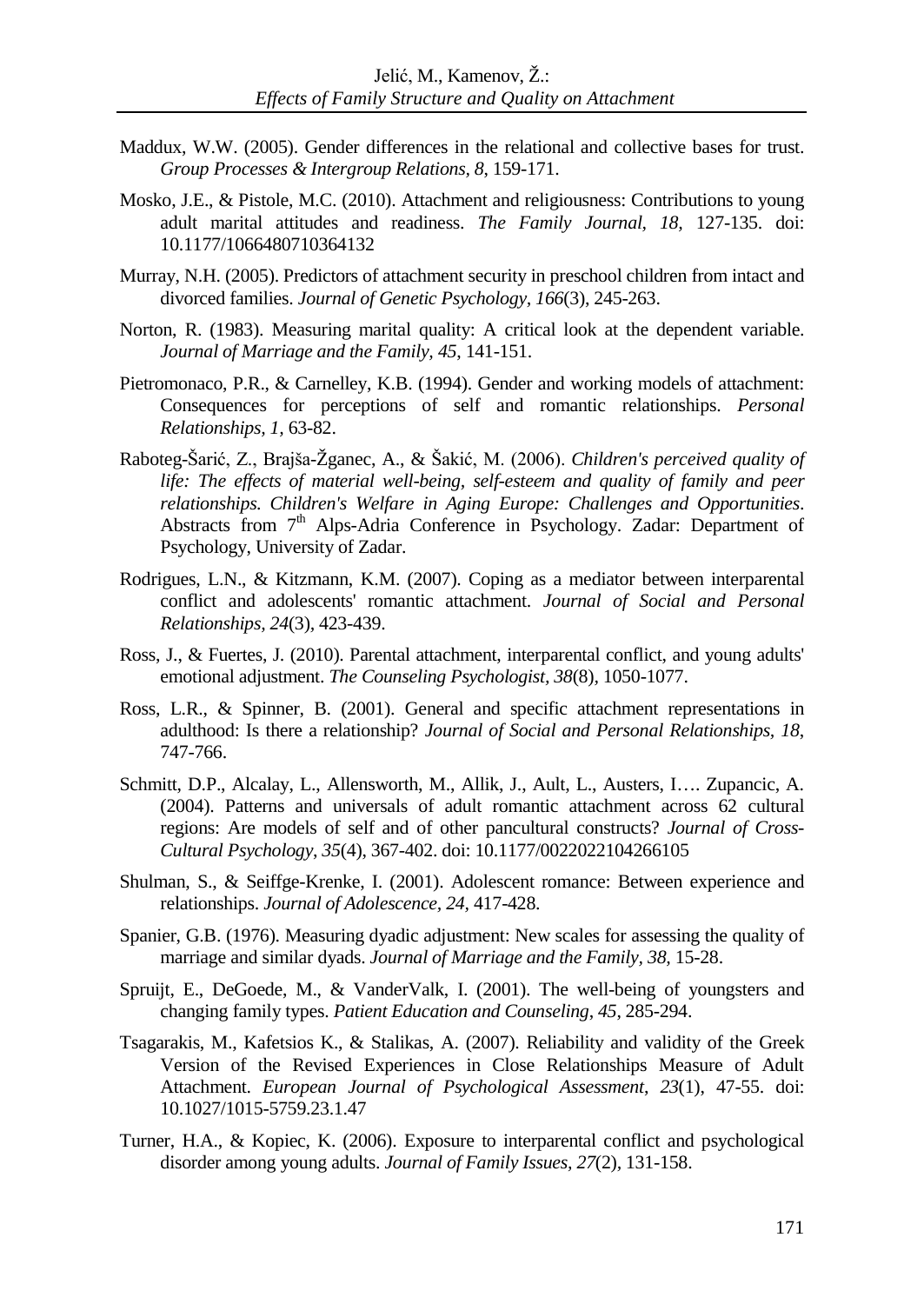Maddux, W.W. (2005). Gender differences in the relational and collective bases for trust. *Group Processes & Intergroup Relations, 8*, 159-171.

Mosko, J.E., & Pistole, M.C. (2010). Attachment and religiousness: Contributions to young adult marital attitudes and readiness. *The Family Journal, 18*, 127-135. doi: 10.1177/1066480710364132

Murray, N.H. (2005). Predictors of attachment security in preschool children from intact and divorced families. *Journal of Genetic Psychology, 166*(3), 245-263.

Norton, R. (1983). Measuring marital quality: A critical look at the dependent variable. *Journal of Marriage and the Family, 45*, 141-151.

Pietromonaco, P.R., & Carnelley, K.B. (1994). Gender and working models of attachment: Consequences for perceptions of self and romantic relationships. *Personal Relationships, 1*, 63-82.

Raboteg-Šarić, Z., Brajša-Žganec, A., & Šakić, M. (2006). *Children's perceived quality of life: The effects of material well-being, self-esteem and quality of family and peer relationships. Children's Welfare in Aging Europe: Challenges and Opportunities*. Abstracts from 7th Alps-Adria Conference in Psychology. Zadar: Department of Psychology, University of Zadar.

Rodrigues, L.N., & Kitzmann, K.M. (2007). Coping as a mediator between interparental conflict and adolescents' romantic attachment. *Journal of Social and Personal Relationships, 24*(3), 423-439.

Ross, J., & Fuertes, J. (2010). Parental attachment, interparental conflict, and young adults' emotional adjustment. *The Counseling Psychologist, 38*(8), 1050-1077.

Ross, L.R., & Spinner, B. (2001). General and specific attachment representations in adulthood: Is there a relationship? *Journal of Social and Personal Relationships, 18*, 747-766.

Schmitt, D.P., Alcalay, L., Allensworth, M., Allik, J., Ault, L., Austers, I…. Zupancic, A. (2004). Patterns and universals of adult romantic attachment across 62 cultural regions: Are models of self and of other pancultural constructs? *Journal of Cross-Cultural Psychology, 35*(4), 367-402. doi: 10.1177/0022022104266105

Shulman, S., & Seiffge-Krenke, I. (2001). Adolescent romance: Between experience and relationships. *Journal of Adolescence, 24*, 417-428.

Spanier, G.B. (1976). Measuring dyadic adjustment: New scales for assessing the quality of marriage and similar dyads. *Journal of Marriage and the Family, 38*, 15-28.

Spruijt, E., DeGoede, M., & VanderValk, I. (2001). The well-being of youngsters and changing family types. *Patient Education and Counseling, 45*, 285-294.

Tsagarakis, M., Kafetsios K., & Stalikas, A. (2007). Reliability and validity of the Greek Version of the Revised Experiences in Close Relationships Measure of Adult Attachment. *European Journal of Psychological Assessment, 23*(1), 47-55. doi: 10.1027/1015-5759.23.1.47

Turner, H.A., & Kopiec, K. (2006). Exposure to interparental conflict and psychological disorder among young adults. *Journal of Family Issues, 27*(2), 131-158.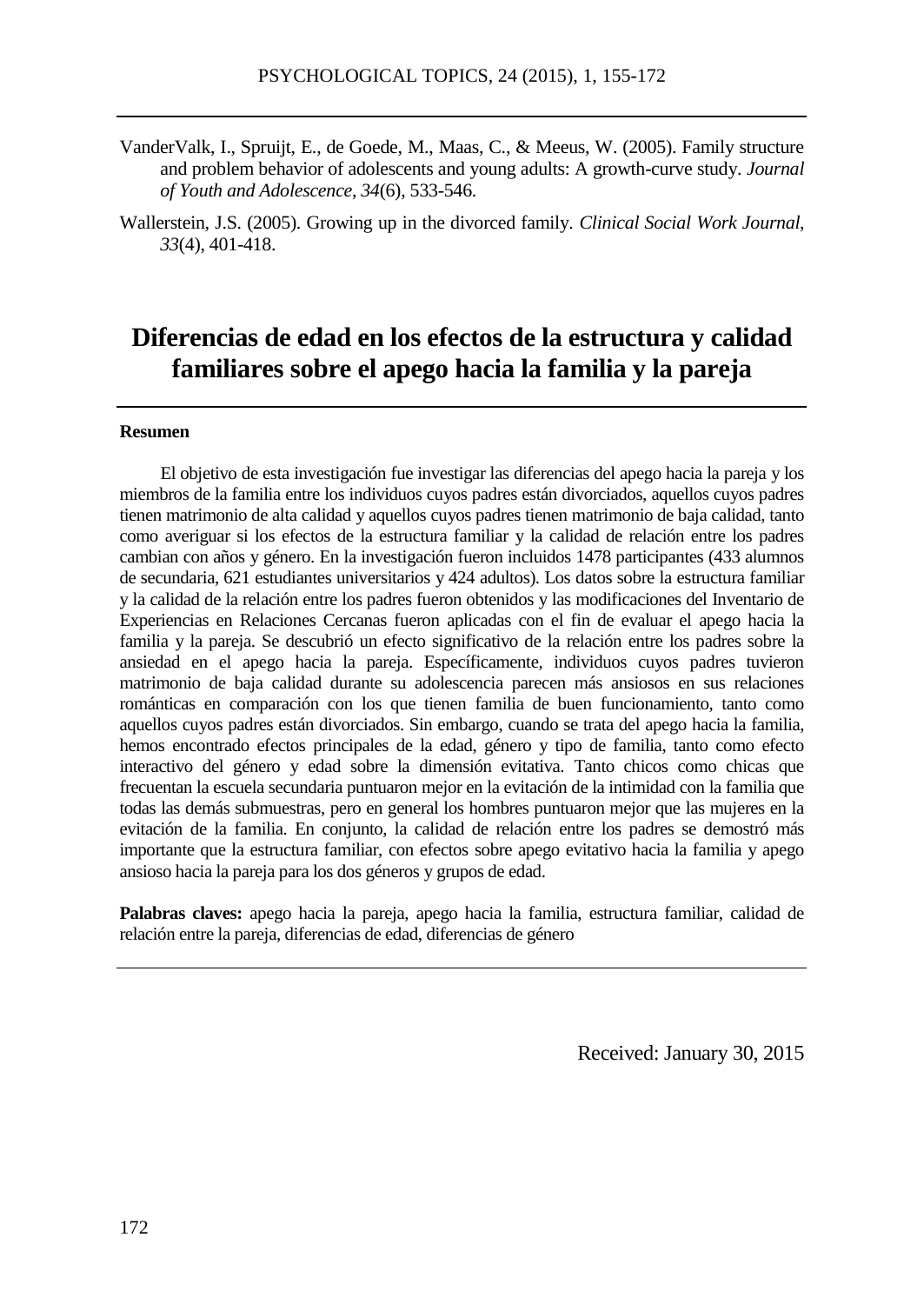VanderValk, I., Spruijt, E., de Goede, M., Maas, C., & Meeus, W. (2005). Family structure and problem behavior of adolescents and young adults: A growth-curve study. *Journal of Youth and Adolescence*, *34*(6), 533-546.

Wallerstein, J.S. (2005). Growing up in the divorced family. *Clinical Social Work Journal*, *33*(4), 401-418.

# Diferencias de edad en los efectos de la estructura y calidad familiares sobre el apego hacia la familia y la pareja

**Resumen**

El objetivo de esta investigación fue investigar las diferencias del apego hacia la pareja y los miembros de la familia entre los individuos cuyos padres están divorciados, aquellos cuyos padres tienen matrimonio de alta calidad y aquellos cuyos padres tienen matrimonio de baja calidad, tanto como averiguar si los efectos de la estructura familiar y la calidad de relación entre los padres cambian con años y género. En la investigación fueron incluidos 1478 participantes (433 alumnos de secundaria, 621 estudiantes universitarios y 424 adultos). Los datos sobre la estructura familiar y la calidad de la relación entre los padres fueron obtenidos y las modificaciones del Inventario de Experiencias en Relaciones Cercanas fueron aplicadas con el fin de evaluar el apego hacia la familia y la pareja. Se descubrió un efecto significativo de la relación entre los padres sobre la ansiedad en el apego hacia la pareja. Específicamente, individuos cuyos padres tuvieron matrimonio de baja calidad durante su adolescencia parecen más ansiosos en sus relaciones románticas en comparación con los que tienen familia de buen funcionamiento, tanto como aquellos cuyos padres están divorciados. Sin embargo, cuando se trata del apego hacia la familia, hemos encontrado efectos principales de la edad, género y tipo de familia, tanto como efecto interactivo del género y edad sobre la dimensión evitativa. Tanto chicos como chicas que frecuentan la escuela secundaria puntuaron mejor en la evitación de la intimidad con la familia que todas las demás submuestras, pero en general los hombres puntuaron mejor que las mujeres en la evitación de la familia. En conjunto, la calidad de relación entre los padres se demostró más importante que la estructura familiar, con efectos sobre apego evitativo hacia la familia y apego ansioso hacia la pareja para los dos géneros y grupos de edad.

**Palabras claves:** apego hacia la pareja, apego hacia la familia, estructura familiar, calidad de relación entre la pareja, diferencias de edad, diferencias de género

Received: January 30, 2015